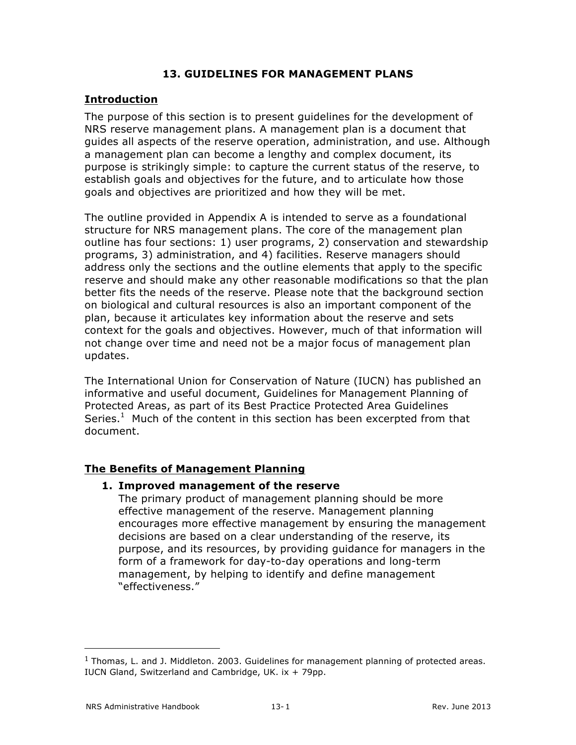# 13. GUIDELINES FOR MANAGEMENT PLANS

## Introduction

The purpose of this section is to present guidelines for the development of NRS reserve management plans. A management plan is a document that guides all aspects of the reserve operation, administration, and use. Although a management plan can become a lengthy and complex document, its purpose is strikingly simple: to capture the current status of the reserve, to establish goals and objectives for the future, and to articulate how those goals and objectives are prioritized and how they will be met.

The outline provided in Appendix A is intended to serve as a foundational structure for NRS management plans. The core of the management plan outline has four sections: 1) user programs, 2) conservation and stewardship programs, 3) administration, and 4) facilities. Reserve managers should address only the sections and the outline elements that apply to the specific reserve and should make any other reasonable modifications so that the plan better fits the needs of the reserve. Please note that the background section on biological and cultural resources is also an important component of the plan, because it articulates key information about the reserve and sets context for the goals and objectives. However, much of that information will not change over time and need not be a major focus of management plan updates.

The International Union for Conservation of Nature (IUCN) has published an informative and useful document, Guidelines for Management Planning of Protected Areas, as part of its Best Practice Protected Area Guidelines Series.[1] Much of the content in this section has been excerpted from that document.

## The Benefits of Management Planning

1. **Improved management of the reserve**
   The primary product of management planning should be more effective management of the reserve. Management planning encourages more effective management by ensuring the management decisions are based on a clear understanding of the reserve, its purpose, and its resources, by providing guidance for managers in the form of a framework for day-to-day operations and long-term management, by helping to identify and define management "effectiveness."

---

[1] Thomas, L. and J. Middleton. 2003. Guidelines for management planning of protected areas. IUCN Gland, Switzerland and Cambridge, UK. ix + 79pp.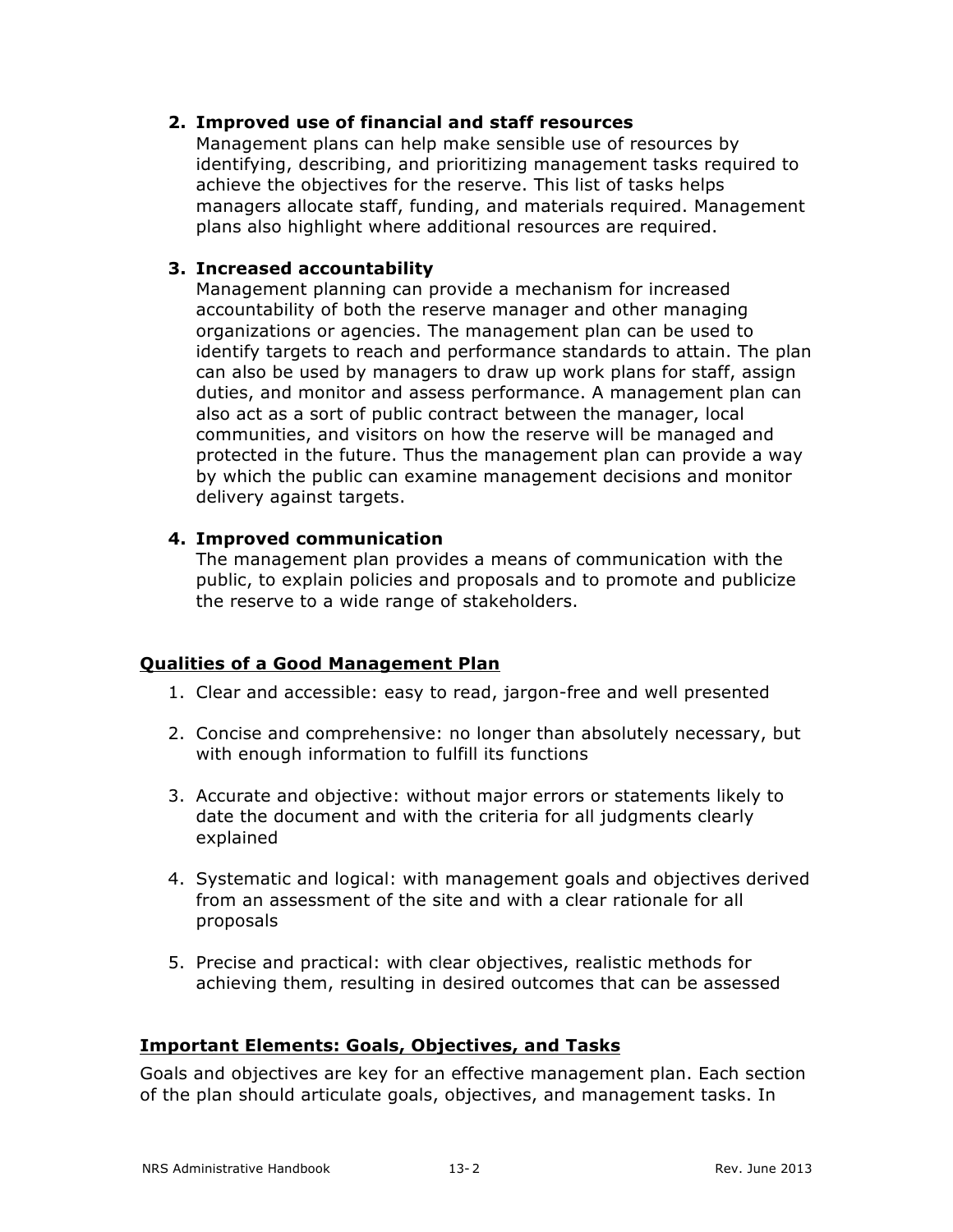2. **Improved use of financial and staff resources**
   Management plans can help make sensible use of resources by identifying, describing, and prioritizing management tasks required to achieve the objectives for the reserve. This list of tasks helps managers allocate staff, funding, and materials required. Management plans also highlight where additional resources are required.

3. **Increased accountability**
   Management planning can provide a mechanism for increased accountability of both the reserve manager and other managing organizations or agencies. The management plan can be used to identify targets to reach and performance standards to attain. The plan can also be used by managers to draw up work plans for staff, assign duties, and monitor and assess performance. A management plan can also act as a sort of public contract between the manager, local communities, and visitors on how the reserve will be managed and protected in the future. Thus the management plan can provide a way by which the public can examine management decisions and monitor delivery against targets.

4. **Improved communication**
   The management plan provides a means of communication with the public, to explain policies and proposals and to promote and publicize the reserve to a wide range of stakeholders.

## Qualities of a Good Management Plan

1. Clear and accessible: easy to read, jargon-free and well presented

2. Concise and comprehensive: no longer than absolutely necessary, but with enough information to fulfill its functions

3. Accurate and objective: without major errors or statements likely to date the document and with the criteria for all judgments clearly explained

4. Systematic and logical: with management goals and objectives derived from an assessment of the site and with a clear rationale for all proposals

5. Precise and practical: with clear objectives, realistic methods for achieving them, resulting in desired outcomes that can be assessed

## Important Elements: Goals, Objectives, and Tasks

Goals and objectives are key for an effective management plan. Each section of the plan should articulate goals, objectives, and management tasks. In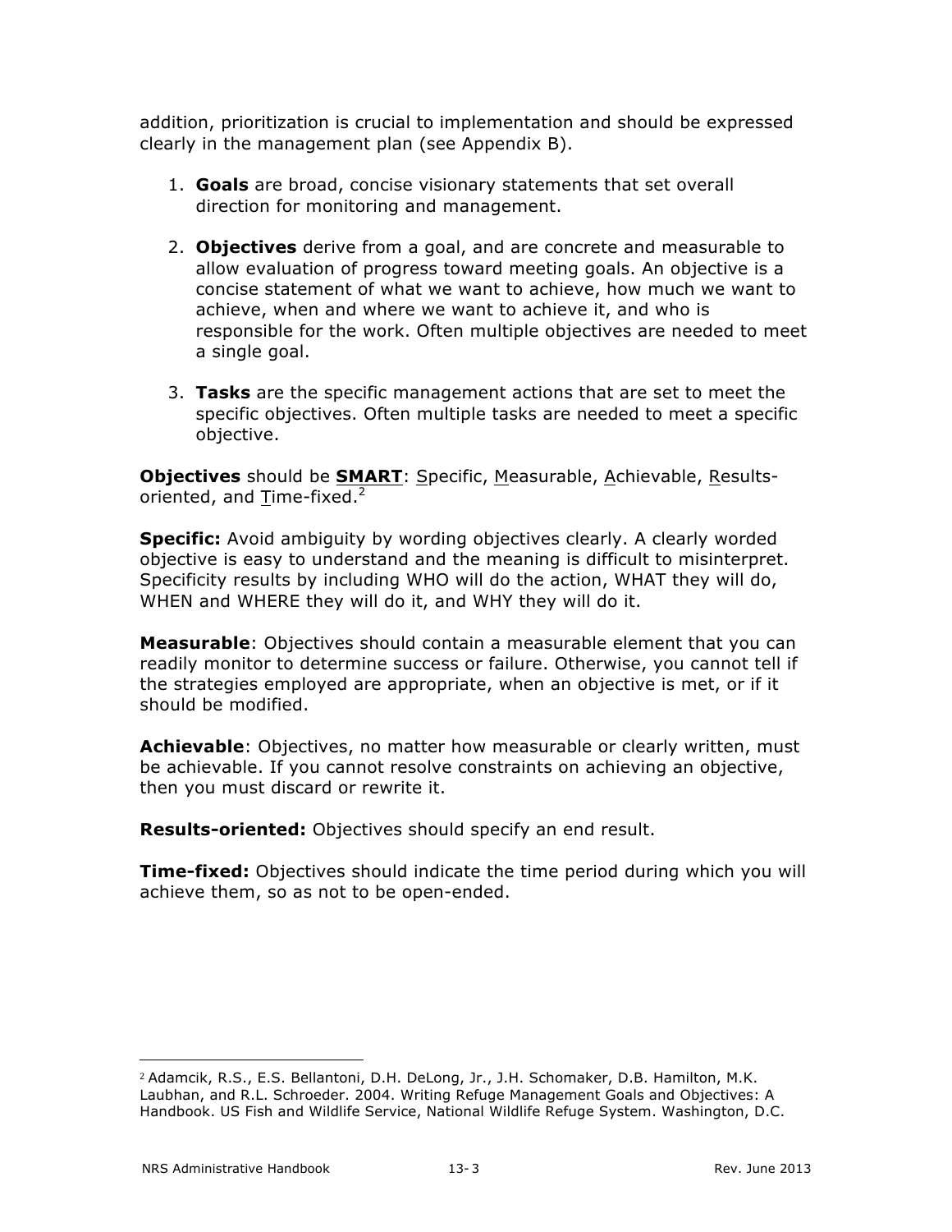addition, prioritization is crucial to implementation and should be expressed clearly in the management plan (see Appendix B).

1. **Goals** are broad, concise visionary statements that set overall direction for monitoring and management.

2. **Objectives** derive from a goal, and are concrete and measurable to allow evaluation of progress toward meeting goals. An objective is a concise statement of what we want to achieve, how much we want to achieve, when and where we want to achieve it, and who is responsible for the work. Often multiple objectives are needed to meet a single goal.

3. **Tasks** are the specific management actions that are set to meet the specific objectives. Often multiple tasks are needed to meet a specific objective.

**Objectives** should be **SMART**: Specific, Measurable, Achievable, Results-oriented, and Time-fixed.[2]

**Specific:** Avoid ambiguity by wording objectives clearly. A clearly worded objective is easy to understand and the meaning is difficult to misinterpret. Specificity results by including WHO will do the action, WHAT they will do, WHEN and WHERE they will do it, and WHY they will do it.

**Measurable**: Objectives should contain a measurable element that you can readily monitor to determine success or failure. Otherwise, you cannot tell if the strategies employed are appropriate, when an objective is met, or if it should be modified.

**Achievable**: Objectives, no matter how measurable or clearly written, must be achievable. If you cannot resolve constraints on achieving an objective, then you must discard or rewrite it.

**Results-oriented:** Objectives should specify an end result.

**Time-fixed:** Objectives should indicate the time period during which you will achieve them, so as not to be open-ended.

---

[2] Adamcik, R.S., E.S. Bellantoni, D.H. DeLong, Jr., J.H. Schomaker, D.B. Hamilton, M.K. Laubhan, and R.L. Schroeder. 2004. Writing Refuge Management Goals and Objectives: A Handbook. US Fish and Wildlife Service, National Wildlife Refuge System. Washington, D.C.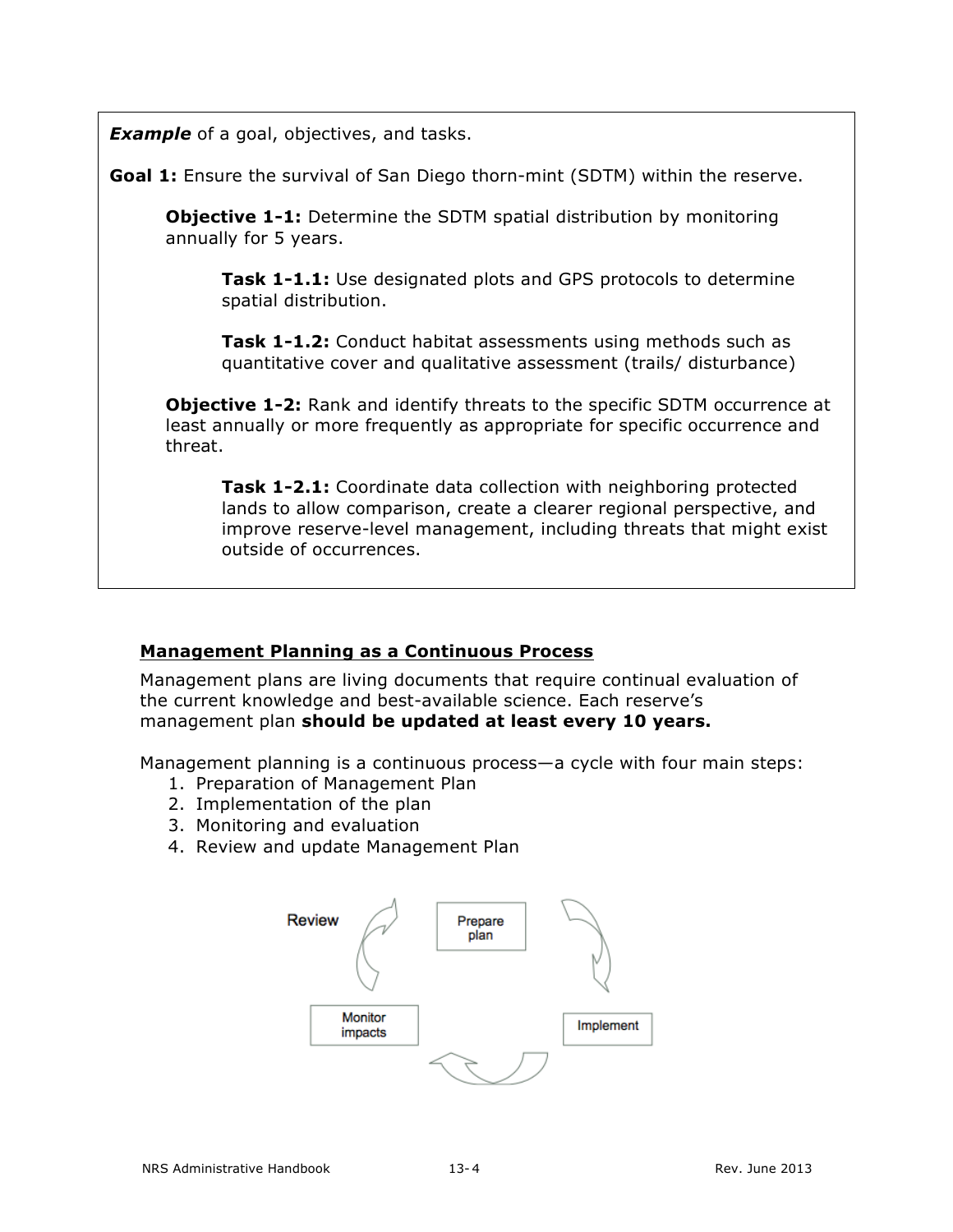***Example*** of a goal, objectives, and tasks.

**Goal 1:** Ensure the survival of San Diego thorn-mint (SDTM) within the reserve.

**Objective 1-1:** Determine the SDTM spatial distribution by monitoring annually for 5 years.

**Task 1-1.1:** Use designated plots and GPS protocols to determine spatial distribution.

**Task 1-1.2:** Conduct habitat assessments using methods such as quantitative cover and qualitative assessment (trails/ disturbance)

**Objective 1-2:** Rank and identify threats to the specific SDTM occurrence at least annually or more frequently as appropriate for specific occurrence and threat.

**Task 1-2.1:** Coordinate data collection with neighboring protected lands to allow comparison, create a clearer regional perspective, and improve reserve-level management, including threats that might exist outside of occurrences.

## Management Planning as a Continuous Process

Management plans are living documents that require continual evaluation of the current knowledge and best-available science. Each reserve's management plan **should be updated at least every 10 years.**

Management planning is a continuous process—a cycle with four main steps:

1. Preparation of Management Plan
2. Implementation of the plan
3. Monitoring and evaluation
4. Review and update Management Plan

Review

Prepare plan

Implement

Monitor impacts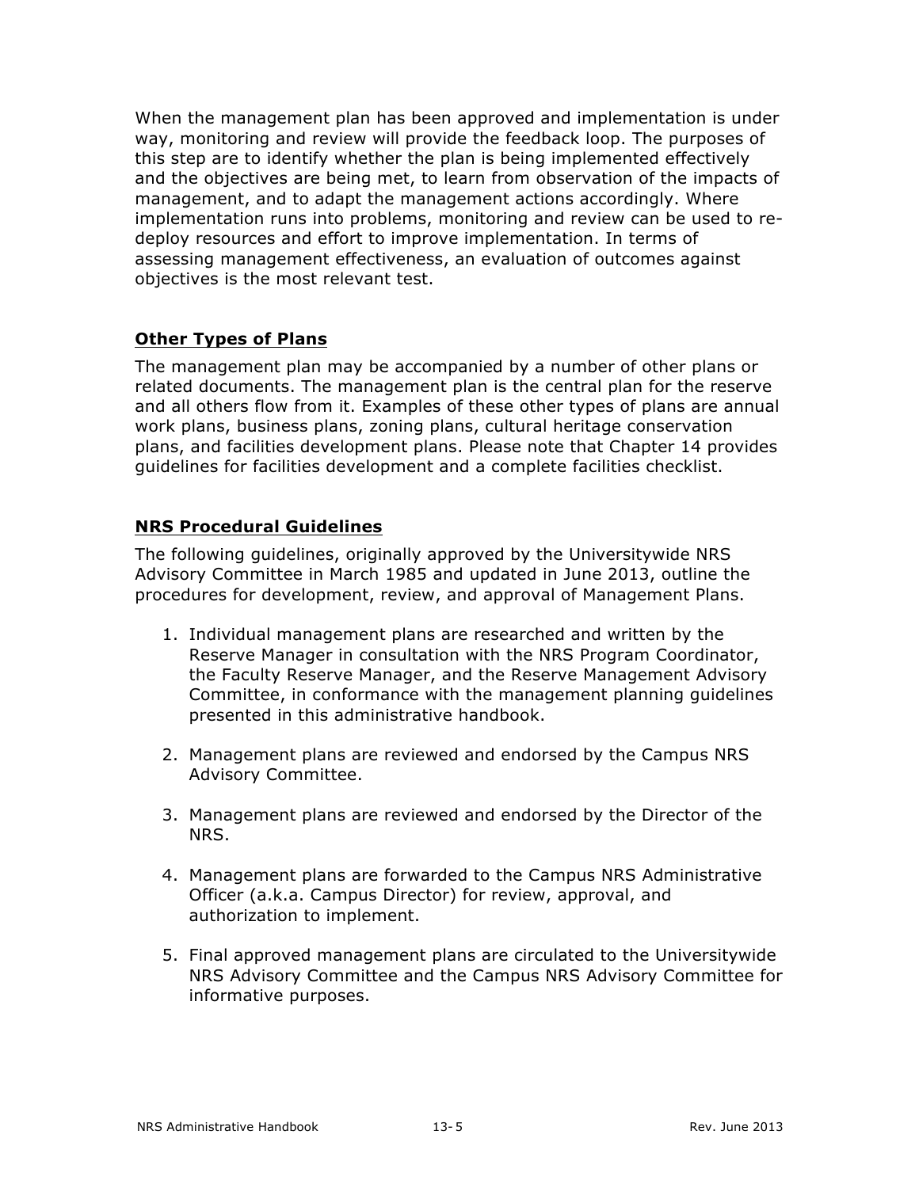When the management plan has been approved and implementation is under way, monitoring and review will provide the feedback loop. The purposes of this step are to identify whether the plan is being implemented effectively and the objectives are being met, to learn from observation of the impacts of management, and to adapt the management actions accordingly. Where implementation runs into problems, monitoring and review can be used to re-deploy resources and effort to improve implementation. In terms of assessing management effectiveness, an evaluation of outcomes against objectives is the most relevant test.

## **Other Types of Plans**

The management plan may be accompanied by a number of other plans or related documents. The management plan is the central plan for the reserve and all others flow from it. Examples of these other types of plans are annual work plans, business plans, zoning plans, cultural heritage conservation plans, and facilities development plans. Please note that Chapter 14 provides guidelines for facilities development and a complete facilities checklist.

## **NRS Procedural Guidelines**

The following guidelines, originally approved by the Universitywide NRS Advisory Committee in March 1985 and updated in June 2013, outline the procedures for development, review, and approval of Management Plans.

1. Individual management plans are researched and written by the Reserve Manager in consultation with the NRS Program Coordinator, the Faculty Reserve Manager, and the Reserve Management Advisory Committee, in conformance with the management planning guidelines presented in this administrative handbook.

2. Management plans are reviewed and endorsed by the Campus NRS Advisory Committee.

3. Management plans are reviewed and endorsed by the Director of the NRS.

4. Management plans are forwarded to the Campus NRS Administrative Officer (a.k.a. Campus Director) for review, approval, and authorization to implement.

5. Final approved management plans are circulated to the Universitywide NRS Advisory Committee and the Campus NRS Advisory Committee for informative purposes.